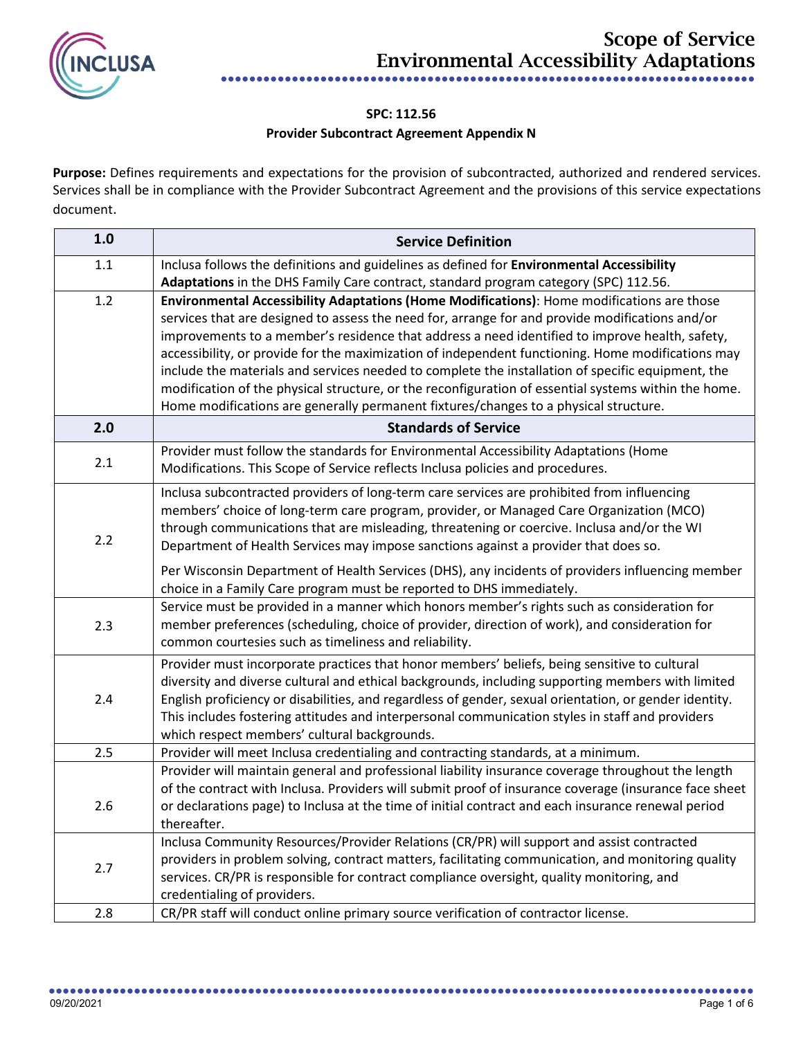# Scope of Service
# Environmental Accessibility Adaptations

**SPC: 112.56**

**Provider Subcontract Agreement Appendix N**

**Purpose:** Defines requirements and expectations for the provision of subcontracted, authorized and rendered services. Services shall be in compliance with the Provider Subcontract Agreement and the provisions of this service expectations document.

| **1.0** | **Service Definition** |
|---|---|
| 1.1 | Inclusa follows the definitions and guidelines as defined for **Environmental Accessibility Adaptations** in the DHS Family Care contract, standard program category (SPC) 112.56. |
| 1.2 | **Environmental Accessibility Adaptations (Home Modifications)**: Home modifications are those services that are designed to assess the need for, arrange for and provide modifications and/or improvements to a member's residence that address a need identified to improve health, safety, accessibility, or provide for the maximization of independent functioning. Home modifications may include the materials and services needed to complete the installation of specific equipment, the modification of the physical structure, or the reconfiguration of essential systems within the home. Home modifications are generally permanent fixtures/changes to a physical structure. |
| **2.0** | **Standards of Service** |
| 2.1 | Provider must follow the standards for Environmental Accessibility Adaptations (Home Modifications. This Scope of Service reflects Inclusa policies and procedures. |
| 2.2 | Inclusa subcontracted providers of long-term care services are prohibited from influencing members' choice of long-term care program, provider, or Managed Care Organization (MCO) through communications that are misleading, threatening or coercive. Inclusa and/or the WI Department of Health Services may impose sanctions against a provider that does so.<br><br>Per Wisconsin Department of Health Services (DHS), any incidents of providers influencing member choice in a Family Care program must be reported to DHS immediately. |
| 2.3 | Service must be provided in a manner which honors member's rights such as consideration for member preferences (scheduling, choice of provider, direction of work), and consideration for common courtesies such as timeliness and reliability. |
| 2.4 | Provider must incorporate practices that honor members' beliefs, being sensitive to cultural diversity and diverse cultural and ethical backgrounds, including supporting members with limited English proficiency or disabilities, and regardless of gender, sexual orientation, or gender identity. This includes fostering attitudes and interpersonal communication styles in staff and providers which respect members' cultural backgrounds. |
| 2.5 | Provider will meet Inclusa credentialing and contracting standards, at a minimum. |
| 2.6 | Provider will maintain general and professional liability insurance coverage throughout the length of the contract with Inclusa. Providers will submit proof of insurance coverage (insurance face sheet or declarations page) to Inclusa at the time of initial contract and each insurance renewal period thereafter. |
| 2.7 | Inclusa Community Resources/Provider Relations (CR/PR) will support and assist contracted providers in problem solving, contract matters, facilitating communication, and monitoring quality services. CR/PR is responsible for contract compliance oversight, quality monitoring, and credentialing of providers. |
| 2.8 | CR/PR staff will conduct online primary source verification of contractor license. |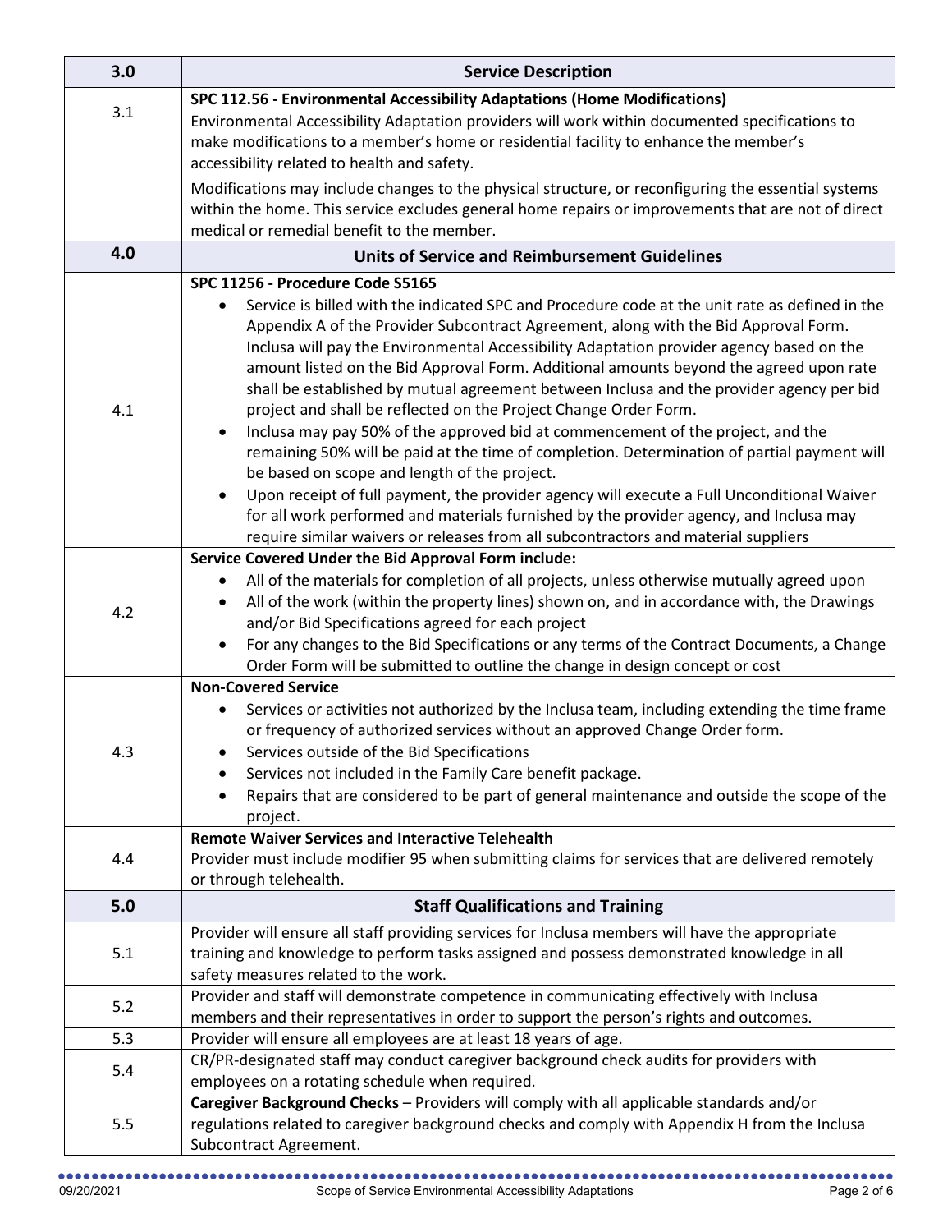| 3.0 | Service Description |
|---|---|
| 3.1 | **SPC 112.56 - Environmental Accessibility Adaptations (Home Modifications)**<br>Environmental Accessibility Adaptation providers will work within documented specifications to make modifications to a member's home or residential facility to enhance the member's accessibility related to health and safety.<br>Modifications may include changes to the physical structure, or reconfiguring the essential systems within the home. This service excludes general home repairs or improvements that are not of direct medical or remedial benefit to the member. |
| **4.0** | **Units of Service and Reimbursement Guidelines** |
| 4.1 | **SPC 11256 - Procedure Code S5165**<br>• Service is billed with the indicated SPC and Procedure code at the unit rate as defined in the Appendix A of the Provider Subcontract Agreement, along with the Bid Approval Form. Inclusa will pay the Environmental Accessibility Adaptation provider agency based on the amount listed on the Bid Approval Form. Additional amounts beyond the agreed upon rate shall be established by mutual agreement between Inclusa and the provider agency per bid project and shall be reflected on the Project Change Order Form.<br>• Inclusa may pay 50% of the approved bid at commencement of the project, and the remaining 50% will be paid at the time of completion. Determination of partial payment will be based on scope and length of the project.<br>• Upon receipt of full payment, the provider agency will execute a Full Unconditional Waiver for all work performed and materials furnished by the provider agency, and Inclusa may require similar waivers or releases from all subcontractors and material suppliers |
| 4.2 | **Service Covered Under the Bid Approval Form include:**<br>• All of the materials for completion of all projects, unless otherwise mutually agreed upon<br>• All of the work (within the property lines) shown on, and in accordance with, the Drawings and/or Bid Specifications agreed for each project<br>• For any changes to the Bid Specifications or any terms of the Contract Documents, a Change Order Form will be submitted to outline the change in design concept or cost |
| 4.3 | **Non-Covered Service**<br>• Services or activities not authorized by the Inclusa team, including extending the time frame or frequency of authorized services without an approved Change Order form.<br>• Services outside of the Bid Specifications<br>• Services not included in the Family Care benefit package.<br>• Repairs that are considered to be part of general maintenance and outside the scope of the project. |
| 4.4 | **Remote Waiver Services and Interactive Telehealth**<br>Provider must include modifier 95 when submitting claims for services that are delivered remotely or through telehealth. |
| **5.0** | **Staff Qualifications and Training** |
| 5.1 | Provider will ensure all staff providing services for Inclusa members will have the appropriate training and knowledge to perform tasks assigned and possess demonstrated knowledge in all safety measures related to the work. |
| 5.2 | Provider and staff will demonstrate competence in communicating effectively with Inclusa members and their representatives in order to support the person's rights and outcomes. |
| 5.3 | Provider will ensure all employees are at least 18 years of age. |
| 5.4 | CR/PR-designated staff may conduct caregiver background check audits for providers with employees on a rotating schedule when required. |
| 5.5 | **Caregiver Background Checks** – Providers will comply with all applicable standards and/or regulations related to caregiver background checks and comply with Appendix H from the Inclusa Subcontract Agreement. |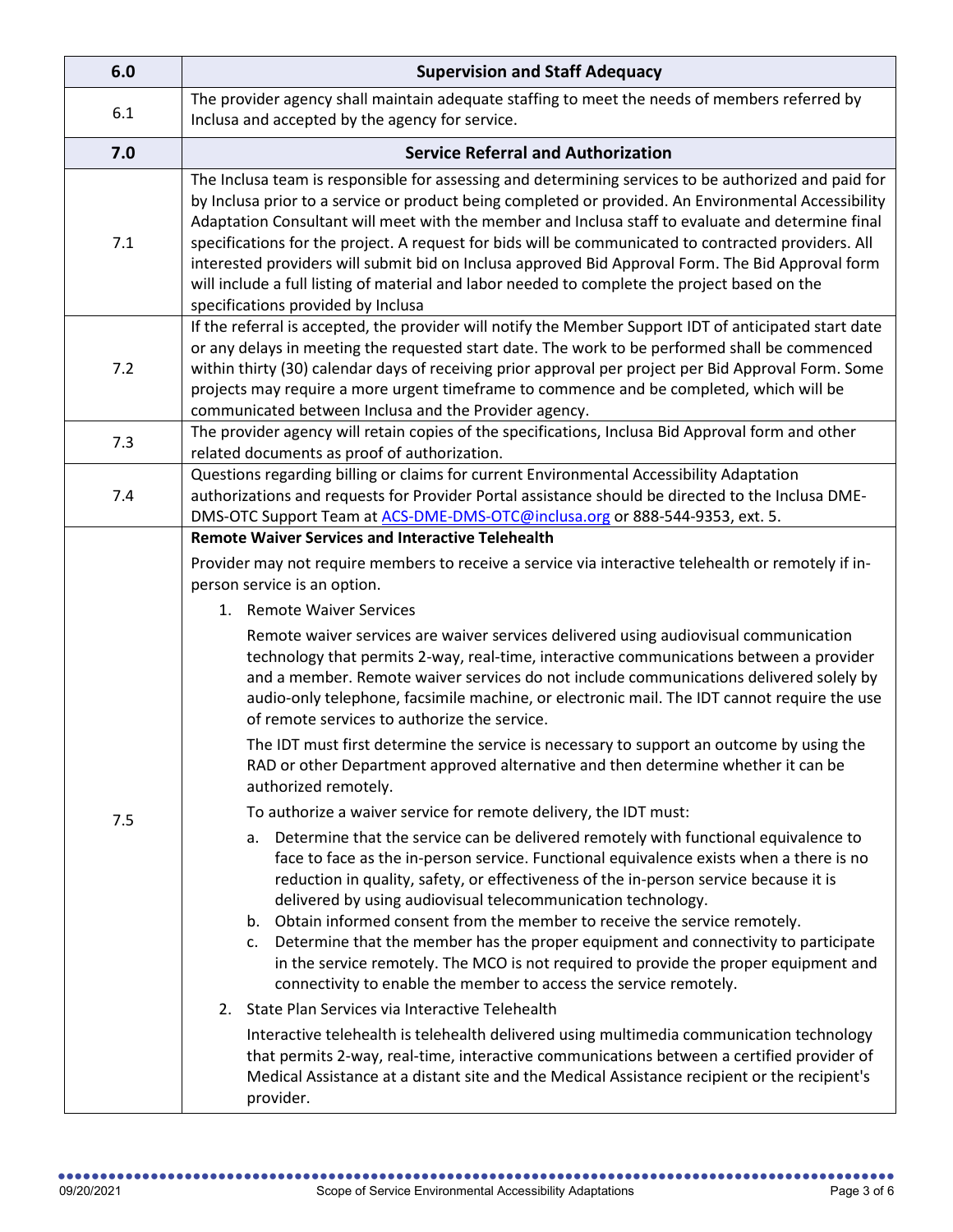| 6.0 | Supervision and Staff Adequacy |
|---|---|
| 6.1 | The provider agency shall maintain adequate staffing to meet the needs of members referred by Inclusa and accepted by the agency for service. |
| **7.0** | **Service Referral and Authorization** |
| 7.1 | The Inclusa team is responsible for assessing and determining services to be authorized and paid for by Inclusa prior to a service or product being completed or provided. An Environmental Accessibility Adaptation Consultant will meet with the member and Inclusa staff to evaluate and determine final specifications for the project. A request for bids will be communicated to contracted providers. All interested providers will submit bid on Inclusa approved Bid Approval Form. The Bid Approval form will include a full listing of material and labor needed to complete the project based on the specifications provided by Inclusa |
| 7.2 | If the referral is accepted, the provider will notify the Member Support IDT of anticipated start date or any delays in meeting the requested start date. The work to be performed shall be commenced within thirty (30) calendar days of receiving prior approval per project per Bid Approval Form. Some projects may require a more urgent timeframe to commence and be completed, which will be communicated between Inclusa and the Provider agency. |
| 7.3 | The provider agency will retain copies of the specifications, Inclusa Bid Approval form and other related documents as proof of authorization. |
| 7.4 | Questions regarding billing or claims for current Environmental Accessibility Adaptation authorizations and requests for Provider Portal assistance should be directed to the Inclusa DME-DMS-OTC Support Team at ACS-DME-DMS-OTC@inclusa.org or 888-544-9353, ext. 5. |
| 7.5 | **Remote Waiver Services and Interactive Telehealth**<br><br>Provider may not require members to receive a service via interactive telehealth or remotely if in-person service is an option.<br><br>1. Remote Waiver Services<br><br>Remote waiver services are waiver services delivered using audiovisual communication technology that permits 2-way, real-time, interactive communications between a provider and a member. Remote waiver services do not include communications delivered solely by audio-only telephone, facsimile machine, or electronic mail. The IDT cannot require the use of remote services to authorize the service.<br><br>The IDT must first determine the service is necessary to support an outcome by using the RAD or other Department approved alternative and then determine whether it can be authorized remotely.<br><br>To authorize a waiver service for remote delivery, the IDT must:<br><br>a. Determine that the service can be delivered remotely with functional equivalence to face to face as the in-person service. Functional equivalence exists when a there is no reduction in quality, safety, or effectiveness of the in-person service because it is delivered by using audiovisual telecommunication technology.<br>b. Obtain informed consent from the member to receive the service remotely.<br>c. Determine that the member has the proper equipment and connectivity to participate in the service remotely. The MCO is not required to provide the proper equipment and connectivity to enable the member to access the service remotely.<br><br>2. State Plan Services via Interactive Telehealth<br><br>Interactive telehealth is telehealth delivered using multimedia communication technology that permits 2-way, real-time, interactive communications between a certified provider of Medical Assistance at a distant site and the Medical Assistance recipient or the recipient's provider. |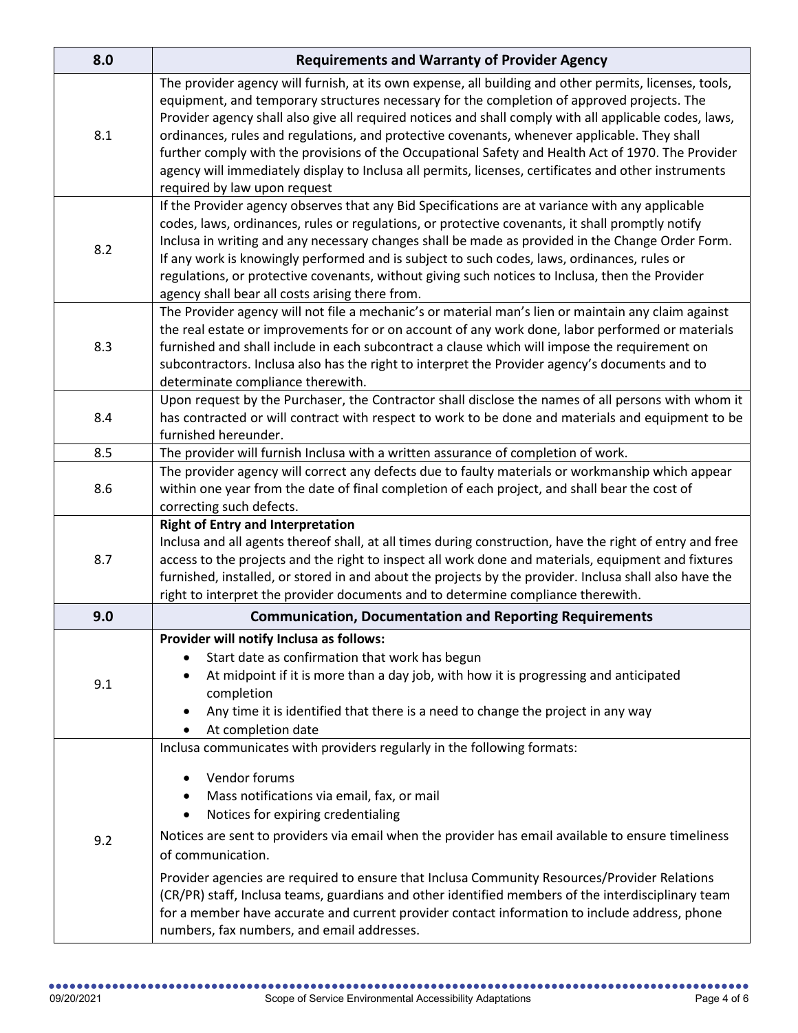| 8.0 | Requirements and Warranty of Provider Agency |
|---|---|
| 8.1 | The provider agency will furnish, at its own expense, all building and other permits, licenses, tools, equipment, and temporary structures necessary for the completion of approved projects. The Provider agency shall also give all required notices and shall comply with all applicable codes, laws, ordinances, rules and regulations, and protective covenants, whenever applicable. They shall further comply with the provisions of the Occupational Safety and Health Act of 1970. The Provider agency will immediately display to Inclusa all permits, licenses, certificates and other instruments required by law upon request |
| 8.2 | If the Provider agency observes that any Bid Specifications are at variance with any applicable codes, laws, ordinances, rules or regulations, or protective covenants, it shall promptly notify Inclusa in writing and any necessary changes shall be made as provided in the Change Order Form. If any work is knowingly performed and is subject to such codes, laws, ordinances, rules or regulations, or protective covenants, without giving such notices to Inclusa, then the Provider agency shall bear all costs arising there from. |
| 8.3 | The Provider agency will not file a mechanic's or material man's lien or maintain any claim against the real estate or improvements for or on account of any work done, labor performed or materials furnished and shall include in each subcontract a clause which will impose the requirement on subcontractors. Inclusa also has the right to interpret the Provider agency's documents and to determinate compliance therewith. |
| 8.4 | Upon request by the Purchaser, the Contractor shall disclose the names of all persons with whom it has contracted or will contract with respect to work to be done and materials and equipment to be furnished hereunder. |
| 8.5 | The provider will furnish Inclusa with a written assurance of completion of work. |
| 8.6 | The provider agency will correct any defects due to faulty materials or workmanship which appear within one year from the date of final completion of each project, and shall bear the cost of correcting such defects. |
| 8.7 | **Right of Entry and Interpretation**<br>Inclusa and all agents thereof shall, at all times during construction, have the right of entry and free access to the projects and the right to inspect all work done and materials, equipment and fixtures furnished, installed, or stored in and about the projects by the provider. Inclusa shall also have the right to interpret the provider documents and to determine compliance therewith. |
| **9.0** | **Communication, Documentation and Reporting Requirements** |
| 9.1 | **Provider will notify Inclusa as follows:**<br>• Start date as confirmation that work has begun<br>• At midpoint if it is more than a day job, with how it is progressing and anticipated completion<br>• Any time it is identified that there is a need to change the project in any way<br>• At completion date |
| 9.2 | Inclusa communicates with providers regularly in the following formats:<br>• Vendor forums<br>• Mass notifications via email, fax, or mail<br>• Notices for expiring credentialing<br>Notices are sent to providers via email when the provider has email available to ensure timeliness of communication.<br>Provider agencies are required to ensure that Inclusa Community Resources/Provider Relations (CR/PR) staff, Inclusa teams, guardians and other identified members of the interdisciplinary team for a member have accurate and current provider contact information to include address, phone numbers, fax numbers, and email addresses. |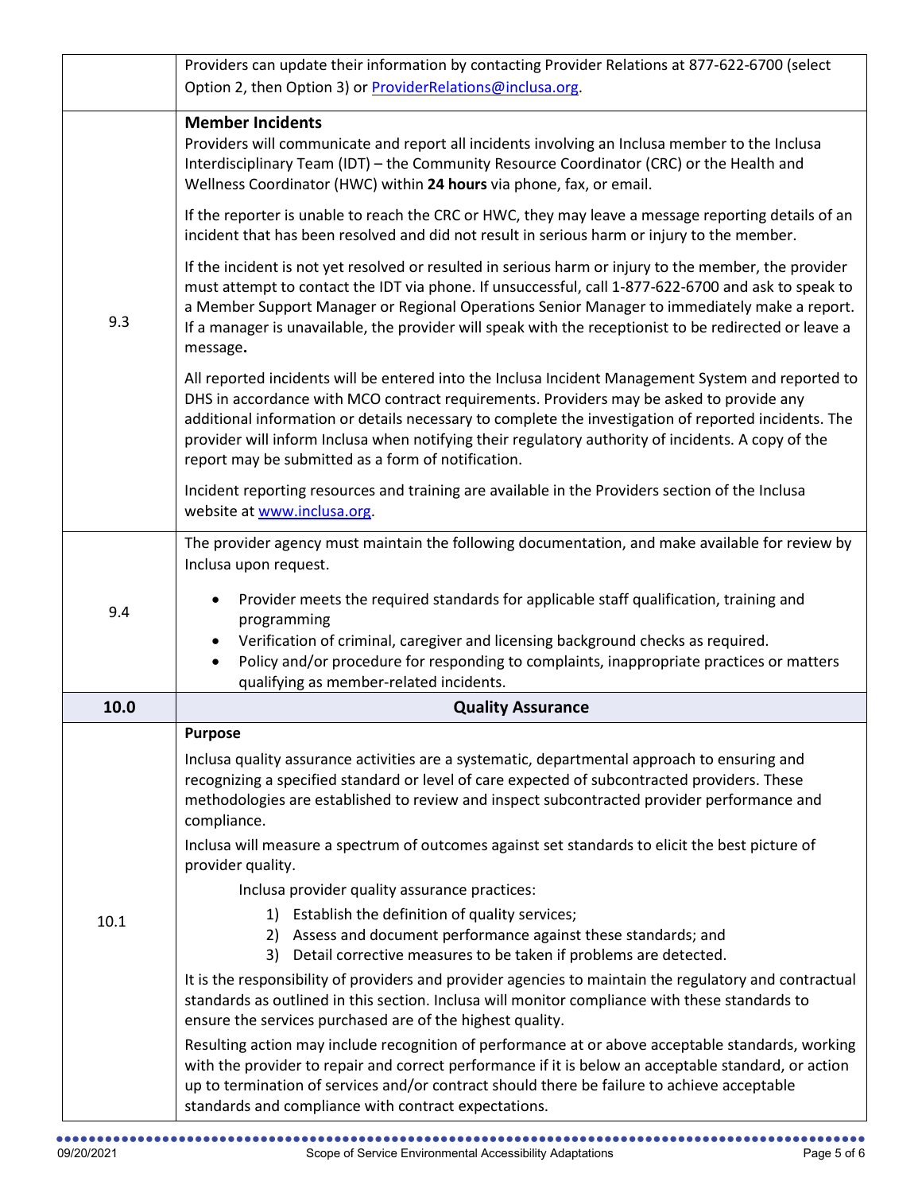| | |
|---|---|
| | Providers can update their information by contacting Provider Relations at 877-622-6700 (select Option 2, then Option 3) or ProviderRelations@inclusa.org. |
| 9.3 | **Member Incidents**<br>Providers will communicate and report all incidents involving an Inclusa member to the Inclusa Interdisciplinary Team (IDT) – the Community Resource Coordinator (CRC) or the Health and Wellness Coordinator (HWC) within **24 hours** via phone, fax, or email.<br><br>If the reporter is unable to reach the CRC or HWC, they may leave a message reporting details of an incident that has been resolved and did not result in serious harm or injury to the member.<br><br>If the incident is not yet resolved or resulted in serious harm or injury to the member, the provider must attempt to contact the IDT via phone. If unsuccessful, call 1-877-622-6700 and ask to speak to a Member Support Manager or Regional Operations Senior Manager to immediately make a report. If a manager is unavailable, the provider will speak with the receptionist to be redirected or leave a message.<br><br>All reported incidents will be entered into the Inclusa Incident Management System and reported to DHS in accordance with MCO contract requirements. Providers may be asked to provide any additional information or details necessary to complete the investigation of reported incidents. The provider will inform Inclusa when notifying their regulatory authority of incidents. A copy of the report may be submitted as a form of notification.<br><br>Incident reporting resources and training are available in the Providers section of the Inclusa website at www.inclusa.org. |
| 9.4 | The provider agency must maintain the following documentation, and make available for review by Inclusa upon request.<br><br>• Provider meets the required standards for applicable staff qualification, training and programming<br>• Verification of criminal, caregiver and licensing background checks as required.<br>• Policy and/or procedure for responding to complaints, inappropriate practices or matters qualifying as member-related incidents. |
| **10.0** | **Quality Assurance** |
| 10.1 | **Purpose**<br><br>Inclusa quality assurance activities are a systematic, departmental approach to ensuring and recognizing a specified standard or level of care expected of subcontracted providers. These methodologies are established to review and inspect subcontracted provider performance and compliance.<br><br>Inclusa will measure a spectrum of outcomes against set standards to elicit the best picture of provider quality.<br><br>Inclusa provider quality assurance practices:<br>1) Establish the definition of quality services;<br>2) Assess and document performance against these standards; and<br>3) Detail corrective measures to be taken if problems are detected.<br><br>It is the responsibility of providers and provider agencies to maintain the regulatory and contractual standards as outlined in this section. Inclusa will monitor compliance with these standards to ensure the services purchased are of the highest quality.<br><br>Resulting action may include recognition of performance at or above acceptable standards, working with the provider to repair and correct performance if it is below an acceptable standard, or action up to termination of services and/or contract should there be failure to achieve acceptable standards and compliance with contract expectations. |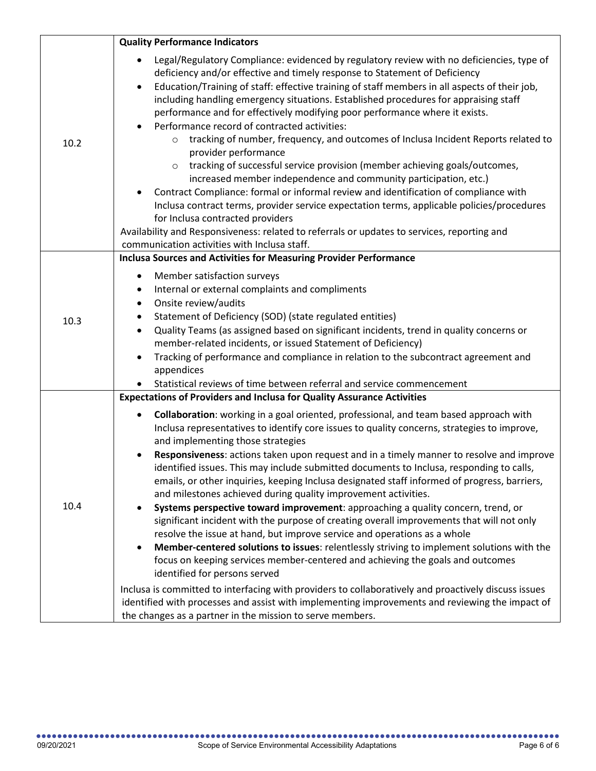| | |
|---|---|
| 10.2 | **Quality Performance Indicators**<br>• Legal/Regulatory Compliance: evidenced by regulatory review with no deficiencies, type of deficiency and/or effective and timely response to Statement of Deficiency<br>• Education/Training of staff: effective training of staff members in all aspects of their job, including handling emergency situations. Established procedures for appraising staff performance and for effectively modifying poor performance where it exists.<br>• Performance record of contracted activities:<br>&nbsp;&nbsp;&nbsp;&nbsp;○ tracking of number, frequency, and outcomes of Inclusa Incident Reports related to provider performance<br>&nbsp;&nbsp;&nbsp;&nbsp;○ tracking of successful service provision (member achieving goals/outcomes, increased member independence and community participation, etc.)<br>• Contract Compliance: formal or informal review and identification of compliance with Inclusa contract terms, provider service expectation terms, applicable policies/procedures for Inclusa contracted providers<br>Availability and Responsiveness: related to referrals or updates to services, reporting and communication activities with Inclusa staff. |
| 10.3 | **Inclusa Sources and Activities for Measuring Provider Performance**<br>• Member satisfaction surveys<br>• Internal or external complaints and compliments<br>• Onsite review/audits<br>• Statement of Deficiency (SOD) (state regulated entities)<br>• Quality Teams (as assigned based on significant incidents, trend in quality concerns or member-related incidents, or issued Statement of Deficiency)<br>• Tracking of performance and compliance in relation to the subcontract agreement and appendices<br>• Statistical reviews of time between referral and service commencement |
| 10.4 | **Expectations of Providers and Inclusa for Quality Assurance Activities**<br>• **Collaboration**: working in a goal oriented, professional, and team based approach with Inclusa representatives to identify core issues to quality concerns, strategies to improve, and implementing those strategies<br>• **Responsiveness**: actions taken upon request and in a timely manner to resolve and improve identified issues. This may include submitted documents to Inclusa, responding to calls, emails, or other inquiries, keeping Inclusa designated staff informed of progress, barriers, and milestones achieved during quality improvement activities.<br>• **Systems perspective toward improvement**: approaching a quality concern, trend, or significant incident with the purpose of creating overall improvements that will not only resolve the issue at hand, but improve service and operations as a whole<br>• **Member-centered solutions to issues**: relentlessly striving to implement solutions with the focus on keeping services member-centered and achieving the goals and outcomes identified for persons served<br><br>Inclusa is committed to interfacing with providers to collaboratively and proactively discuss issues identified with processes and assist with implementing improvements and reviewing the impact of the changes as a partner in the mission to serve members. |